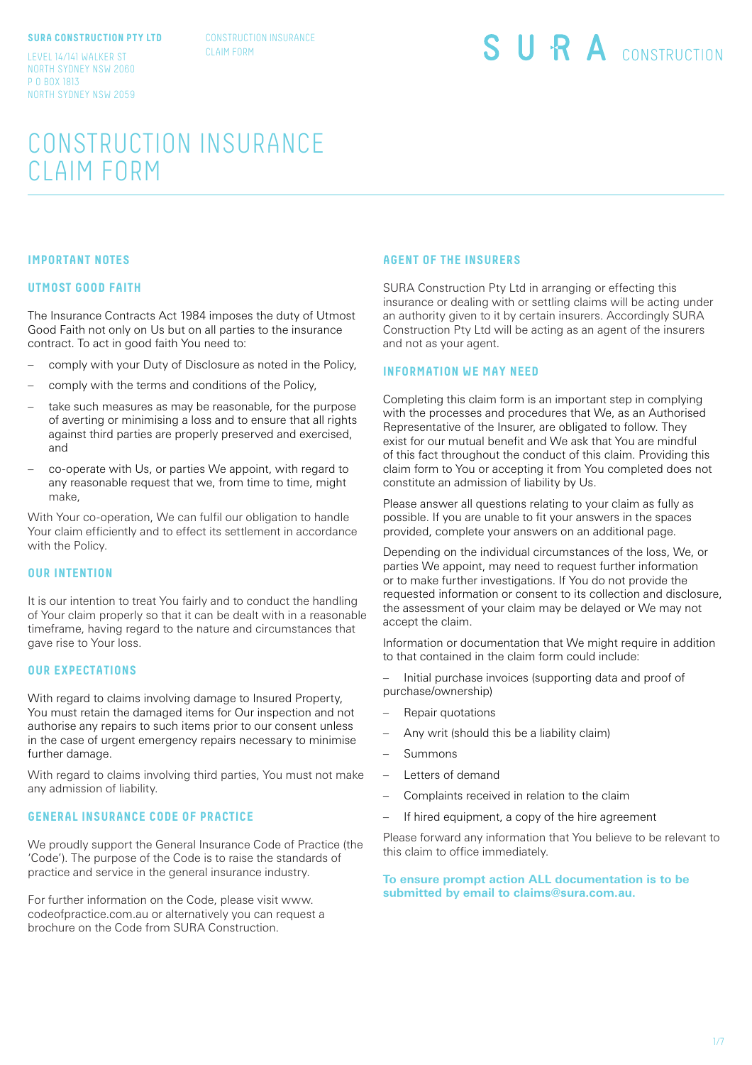**SURA CONSTRUCTION PTY LTD**

LEVEL 14/141 WALKER ST
NORTH SYDNEY NSW 2060
P O BOX 1813
NORTH SYDNEY NSW 2059

CONSTRUCTION INSURANCE
CLAIM FORM

SURA CONSTRUCTION

# CONSTRUCTION INSURANCE CLAIM FORM

## IMPORTANT NOTES

### UTMOST GOOD FAITH

The Insurance Contracts Act 1984 imposes the duty of Utmost Good Faith not only on Us but on all parties to the insurance contract. To act in good faith You need to:

- comply with your Duty of Disclosure as noted in the Policy,
- comply with the terms and conditions of the Policy,
- take such measures as may be reasonable, for the purpose of averting or minimising a loss and to ensure that all rights against third parties are properly preserved and exercised, and
- co-operate with Us, or parties We appoint, with regard to any reasonable request that we, from time to time, might make,

With Your co-operation, We can fulfil our obligation to handle Your claim efficiently and to effect its settlement in accordance with the Policy.

### OUR INTENTION

It is our intention to treat You fairly and to conduct the handling of Your claim properly so that it can be dealt with in a reasonable timeframe, having regard to the nature and circumstances that gave rise to Your loss.

### OUR EXPECTATIONS

With regard to claims involving damage to Insured Property, You must retain the damaged items for Our inspection and not authorise any repairs to such items prior to our consent unless in the case of urgent emergency repairs necessary to minimise further damage.

With regard to claims involving third parties, You must not make any admission of liability.

### GENERAL INSURANCE CODE OF PRACTICE

We proudly support the General Insurance Code of Practice (the 'Code'). The purpose of the Code is to raise the standards of practice and service in the general insurance industry.

For further information on the Code, please visit www.codeofpractice.com.au or alternatively you can request a brochure on the Code from SURA Construction.

### AGENT OF THE INSURERS

SURA Construction Pty Ltd in arranging or effecting this insurance or dealing with or settling claims will be acting under an authority given to it by certain insurers. Accordingly SURA Construction Pty Ltd will be acting as an agent of the insurers and not as your agent.

### INFORMATION WE MAY NEED

Completing this claim form is an important step in complying with the processes and procedures that We, as an Authorised Representative of the Insurer, are obligated to follow. They exist for our mutual benefit and We ask that You are mindful of this fact throughout the conduct of this claim. Providing this claim form to You or accepting it from You completed does not constitute an admission of liability by Us.

Please answer all questions relating to your claim as fully as possible. If you are unable to fit your answers in the spaces provided, complete your answers on an additional page.

Depending on the individual circumstances of the loss, We, or parties We appoint, may need to request further information or to make further investigations. If You do not provide the requested information or consent to its collection and disclosure, the assessment of your claim may be delayed or We may not accept the claim.

Information or documentation that We might require in addition to that contained in the claim form could include:

- Initial purchase invoices (supporting data and proof of purchase/ownership)
- Repair quotations
- Any writ (should this be a liability claim)
- Summons
- Letters of demand
- Complaints received in relation to the claim
- If hired equipment, a copy of the hire agreement

Please forward any information that You believe to be relevant to this claim to office immediately.

**To ensure prompt action ALL documentation is to be submitted by email to claims@sura.com.au.**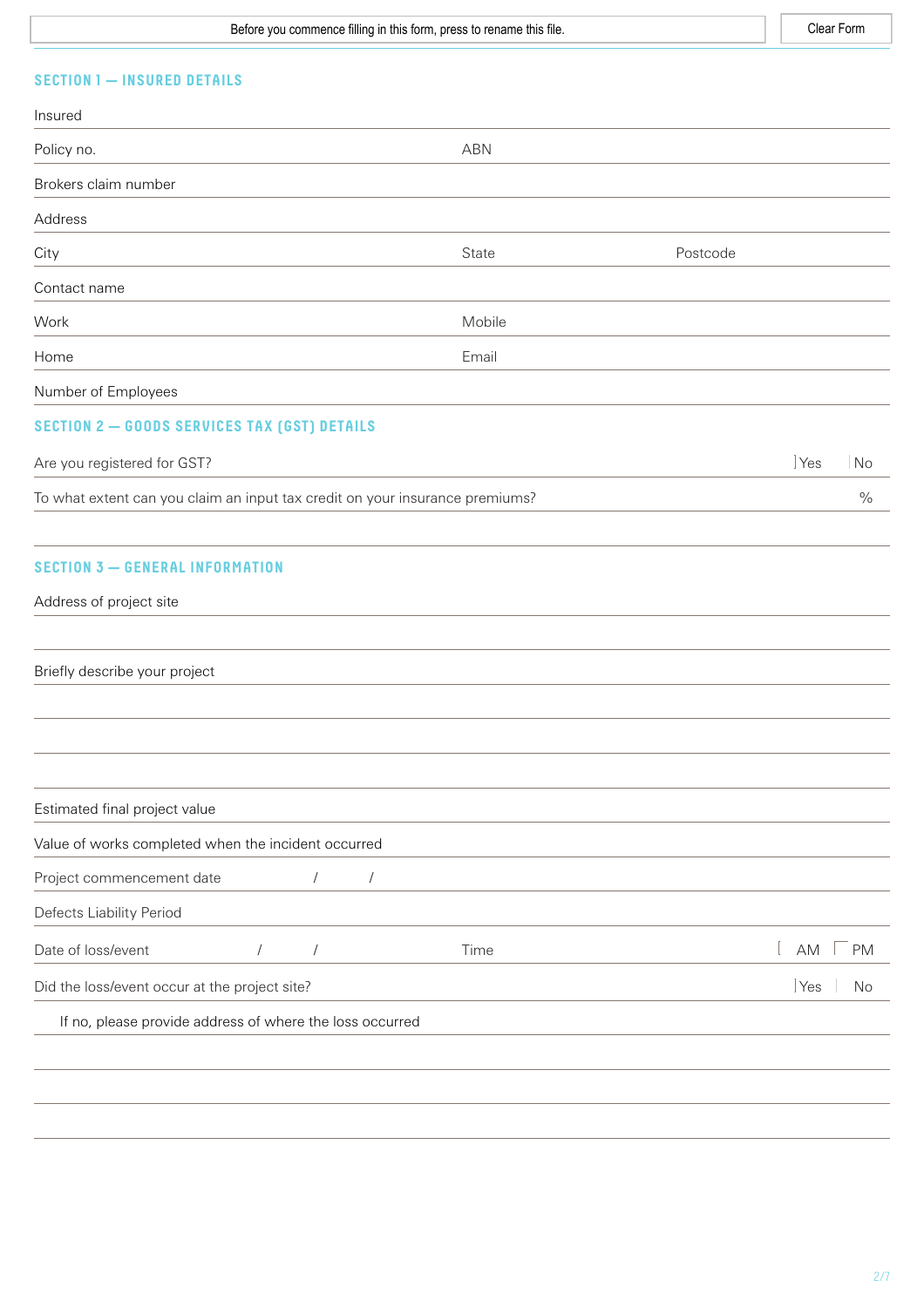Before you commence filling in this form, press to rename this file. | Clear Form

## SECTION 1 — INSURED DETAILS

Insured

Policy no. ABN

Brokers claim number

Address

City State Postcode

Contact name

Work Mobile

Home Email

Number of Employees

## SECTION 2 — GOODS SERVICES TAX (GST) DETAILS

Are you registered for GST? Yes No

To what extent can you claim an input tax credit on your insurance premiums? %

## SECTION 3 — GENERAL INFORMATION

Address of project site

Briefly describe your project

Estimated final project value

Value of works completed when the incident occurred

Project commencement date / /

Defects Liability Period

Date of loss/event / / Time AM PM

Did the loss/event occur at the project site? Yes No

If no, please provide address of where the loss occurred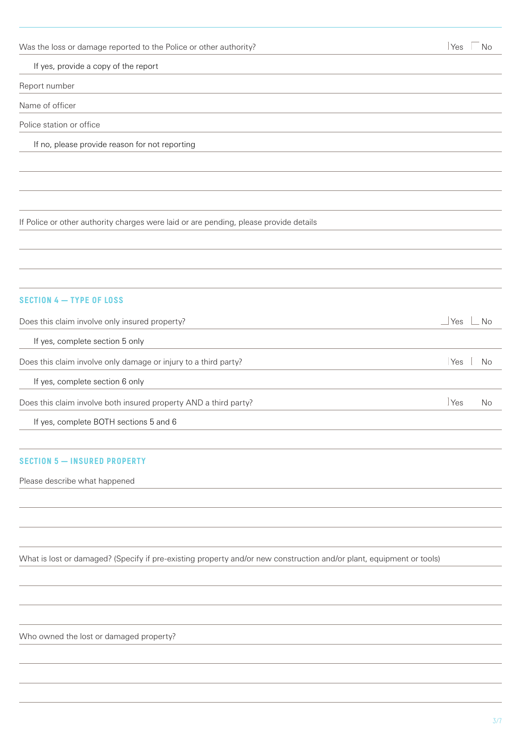Was the loss or damage reported to the Police or other authority? ☐ Yes ☐ No

If yes, provide a copy of the report

Report number

Name of officer

Police station or office

If no, please provide reason for not reporting

If Police or other authority charges were laid or are pending, please provide details

## SECTION 4 — TYPE OF LOSS

Does this claim involve only insured property? ☐ Yes ☐ No

If yes, complete section 5 only

Does this claim involve only damage or injury to a third party? ☐ Yes ☐ No

If yes, complete section 6 only

Does this claim involve both insured property AND a third party? ☐ Yes ☐ No

If yes, complete BOTH sections 5 and 6

## SECTION 5 — INSURED PROPERTY

Please describe what happened

What is lost or damaged? (Specify if pre-existing property and/or new construction and/or plant, equipment or tools)

Who owned the lost or damaged property?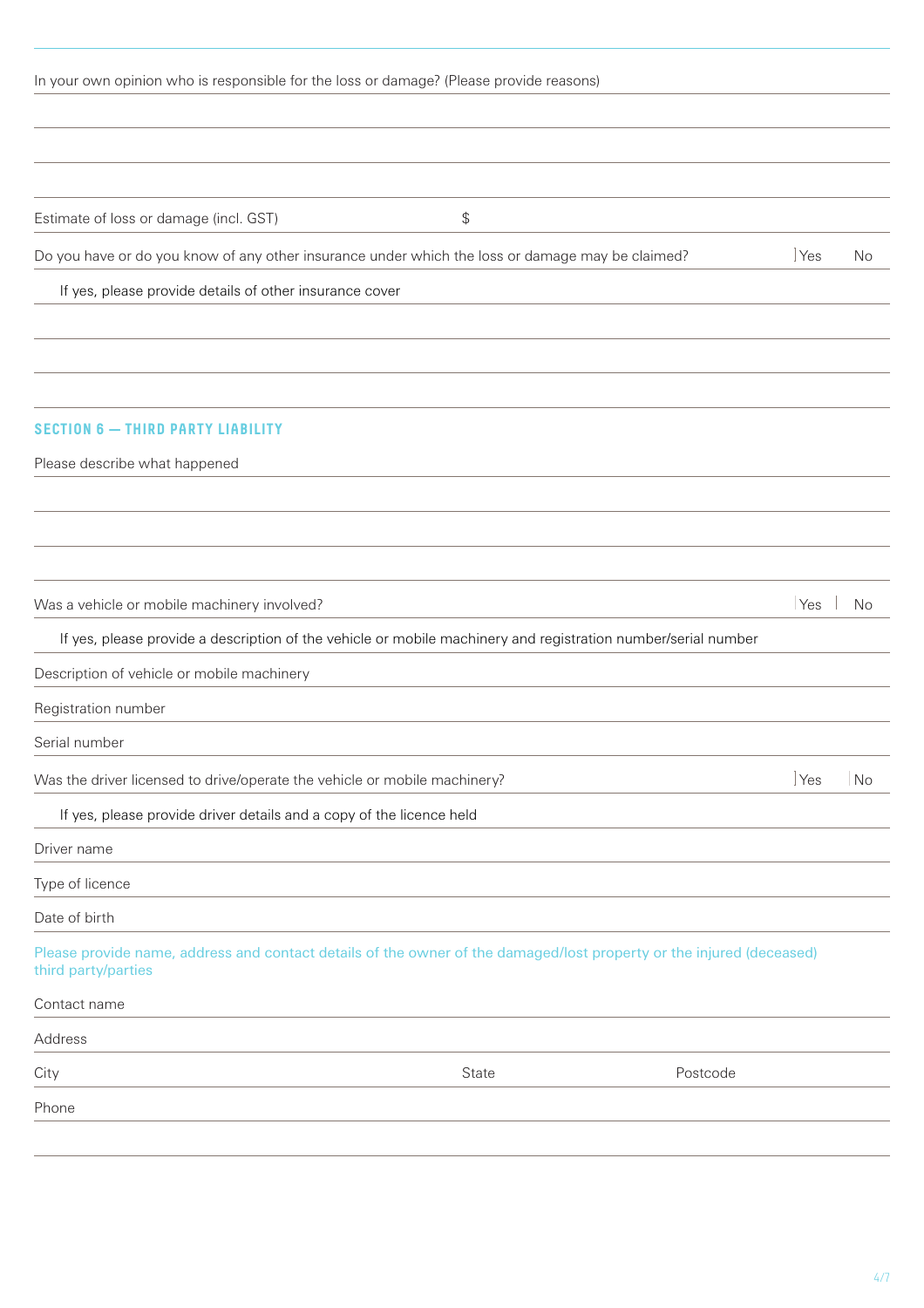In your own opinion who is responsible for the loss or damage? (Please provide reasons)

Estimate of loss or damage (incl. GST) $

Do you have or do you know of any other insurance under which the loss or damage may be claimed? Yes No

If yes, please provide details of other insurance cover

## SECTION 6 — THIRD PARTY LIABILITY

Please describe what happened

Was a vehicle or mobile machinery involved? Yes No

If yes, please provide a description of the vehicle or mobile machinery and registration number/serial number

Description of vehicle or mobile machinery

Registration number

Serial number

Was the driver licensed to drive/operate the vehicle or mobile machinery? Yes No

If yes, please provide driver details and a copy of the licence held

Driver name

Type of licence

Date of birth

Please provide name, address and contact details of the owner of the damaged/lost property or the injured (deceased) third party/parties

Contact name

Address

City State Postcode

Phone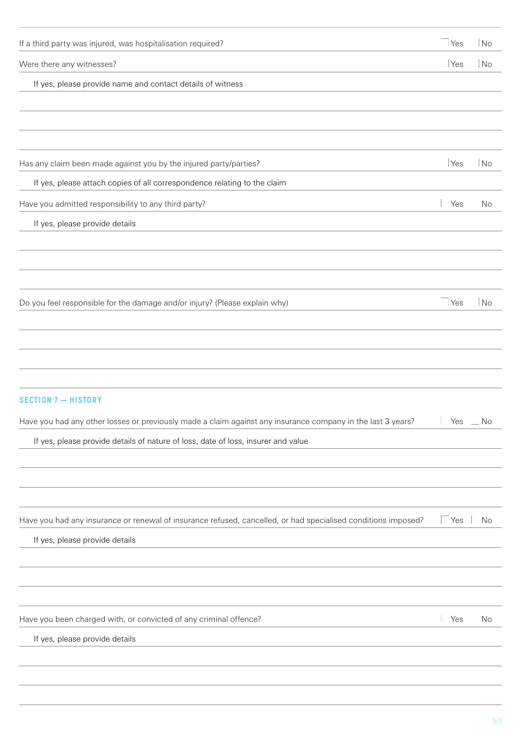If a third party was injured, was hospitalisation required? ☐ Yes ☐ No

Were there any witnesses? ☐ Yes ☐ No

If yes, please provide name and contact details of witness

Has any claim been made against you by the injured party/parties? ☐ Yes ☐ No

If yes, please attach copies of all correspondence relating to the claim

Have you admitted responsibility to any third party? ☐ Yes ☐ No

If yes, please provide details

Do you feel responsible for the damage and/or injury? (Please explain why) ☐ Yes ☐ No

## SECTION 7 — HISTORY

Have you had any other losses or previously made a claim against any insurance company in the last 3 years? ☐ Yes ☐ No

If yes, please provide details of nature of loss, date of loss, insurer and value

Have you had any insurance or renewal of insurance refused, cancelled, or had specialised conditions imposed? ☐ Yes ☐ No

If yes, please provide details

Have you been charged with, or convicted of any criminal offence? ☐ Yes ☐ No

If yes, please provide details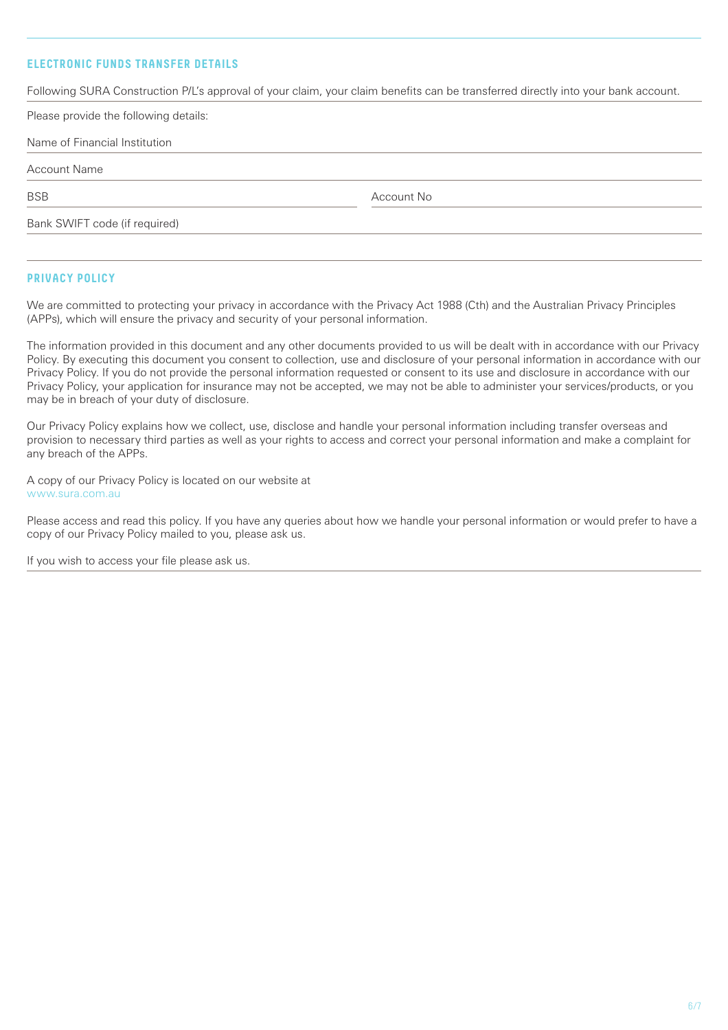## ELECTRONIC FUNDS TRANSFER DETAILS

Following SURA Construction P/L's approval of your claim, your claim benefits can be transferred directly into your bank account.

Please provide the following details:

Name of Financial Institution

Account Name

BSB

Account No

Bank SWIFT code (if required)

## PRIVACY POLICY

We are committed to protecting your privacy in accordance with the Privacy Act 1988 (Cth) and the Australian Privacy Principles (APPs), which will ensure the privacy and security of your personal information.

The information provided in this document and any other documents provided to us will be dealt with in accordance with our Privacy Policy. By executing this document you consent to collection, use and disclosure of your personal information in accordance with our Privacy Policy. If you do not provide the personal information requested or consent to its use and disclosure in accordance with our Privacy Policy, your application for insurance may not be accepted, we may not be able to administer your services/products, or you may be in breach of your duty of disclosure.

Our Privacy Policy explains how we collect, use, disclose and handle your personal information including transfer overseas and provision to necessary third parties as well as your rights to access and correct your personal information and make a complaint for any breach of the APPs.

A copy of our Privacy Policy is located on our website at
www.sura.com.au

Please access and read this policy. If you have any queries about how we handle your personal information or would prefer to have a copy of our Privacy Policy mailed to you, please ask us.

If you wish to access your file please ask us.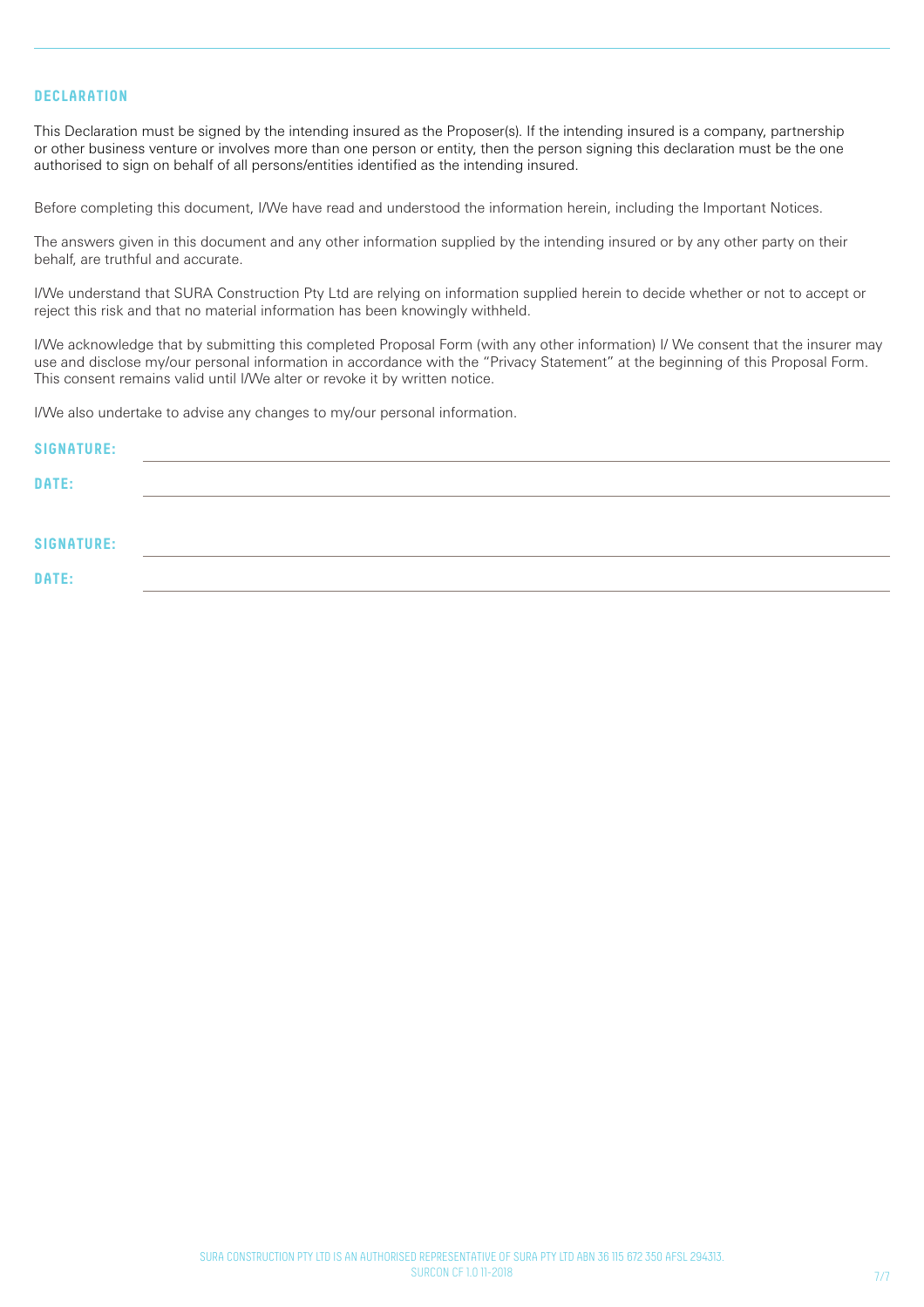## DECLARATION

This Declaration must be signed by the intending insured as the Proposer(s). If the intending insured is a company, partnership or other business venture or involves more than one person or entity, then the person signing this declaration must be the one authorised to sign on behalf of all persons/entities identified as the intending insured.

Before completing this document, I/We have read and understood the information herein, including the Important Notices.

The answers given in this document and any other information supplied by the intending insured or by any other party on their behalf, are truthful and accurate.

I/We understand that SURA Construction Pty Ltd are relying on information supplied herein to decide whether or not to accept or reject this risk and that no material information has been knowingly withheld.

I/We acknowledge that by submitting this completed Proposal Form (with any other information) I/ We consent that the insurer may use and disclose my/our personal information in accordance with the "Privacy Statement" at the beginning of this Proposal Form. This consent remains valid until I/We alter or revoke it by written notice.

I/We also undertake to advise any changes to my/our personal information.

**SIGNATURE:** \_\_\_\_\_\_\_\_\_\_\_\_\_\_\_\_\_\_\_\_\_\_\_\_\_\_\_\_\_\_

**DATE:** \_\_\_\_\_\_\_\_\_\_\_\_\_\_\_\_\_\_\_\_\_\_\_\_\_\_\_\_\_\_

**SIGNATURE:** \_\_\_\_\_\_\_\_\_\_\_\_\_\_\_\_\_\_\_\_\_\_\_\_\_\_\_\_\_\_

**DATE:** \_\_\_\_\_\_\_\_\_\_\_\_\_\_\_\_\_\_\_\_\_\_\_\_\_\_\_\_\_\_

SURA CONSTRUCTION PTY LTD IS AN AUTHORISED REPRESENTATIVE OF SURA PTY LTD ABN 36 115 672 350 AFSL 294313.
SURCON CF 1.0 11-2018